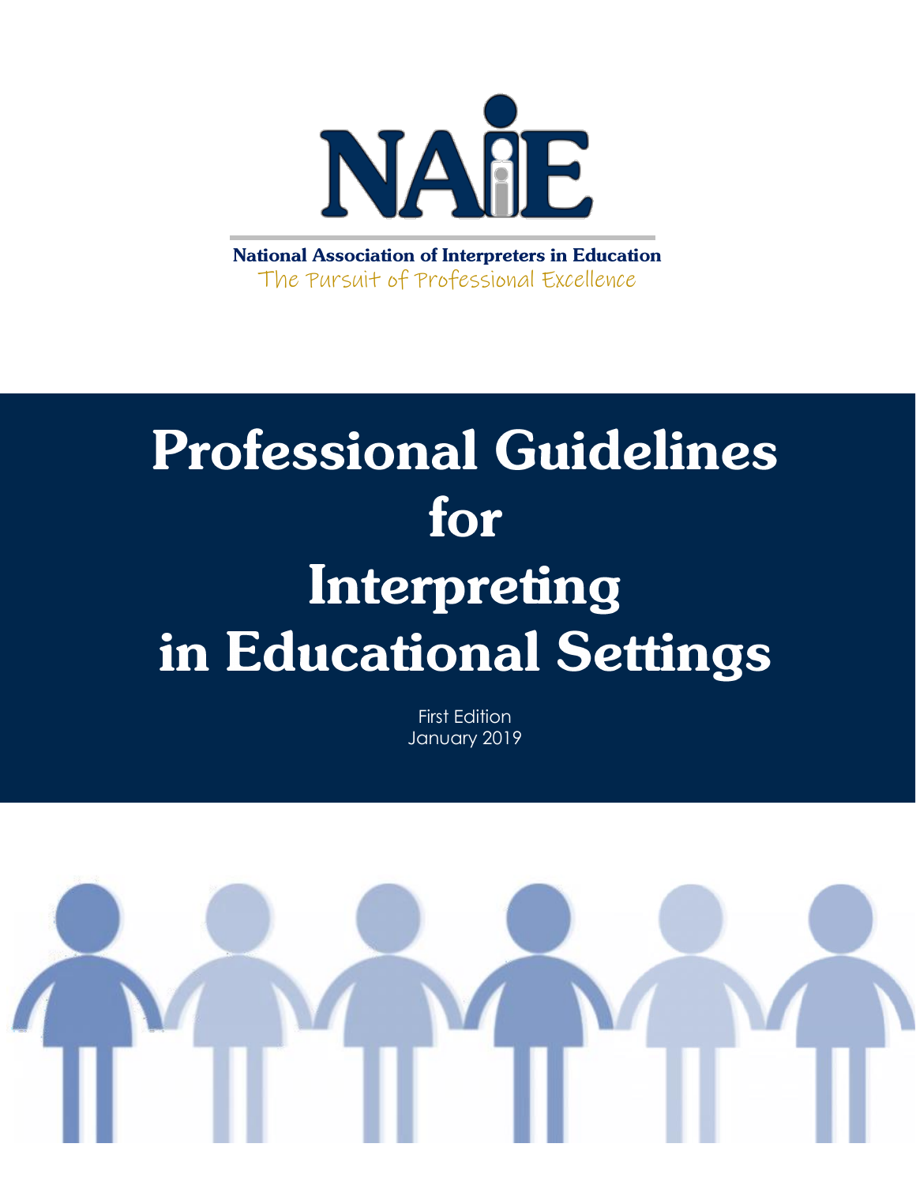NAIE

National Association of Interpreters in Education

The Pursuit of Professional Excellence

# Professional Guidelines for Interpreting in Educational Settings

First Edition

January 2019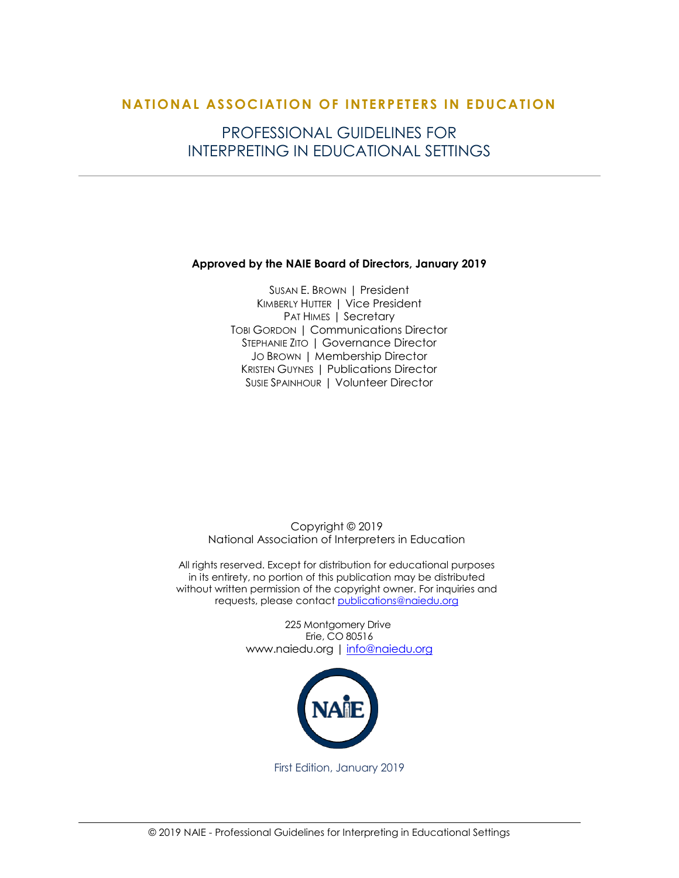# NATIONAL ASSOCIATION OF INTERPETERS IN EDUCATION

## PROFESSIONAL GUIDELINES FOR INTERPRETING IN EDUCATIONAL SETTINGS

---

**Approved by the NAIE Board of Directors, January 2019**

Susan E. Brown | President
Kimberly Hutter | Vice President
Pat Himes | Secretary
Tobi Gordon | Communications Director
Stephanie Zito | Governance Director
Jo Brown | Membership Director
Kristen Guynes | Publications Director
Susie Spainhour | Volunteer Director

Copyright © 2019
National Association of Interpreters in Education

All rights reserved. Except for distribution for educational purposes in its entirety, no portion of this publication may be distributed without written permission of the copyright owner. For inquiries and requests, please contact publications@naiedu.org

225 Montgomery Drive
Erie, CO 80516
www.naiedu.org | info@naiedu.org

NAIE

First Edition, January 2019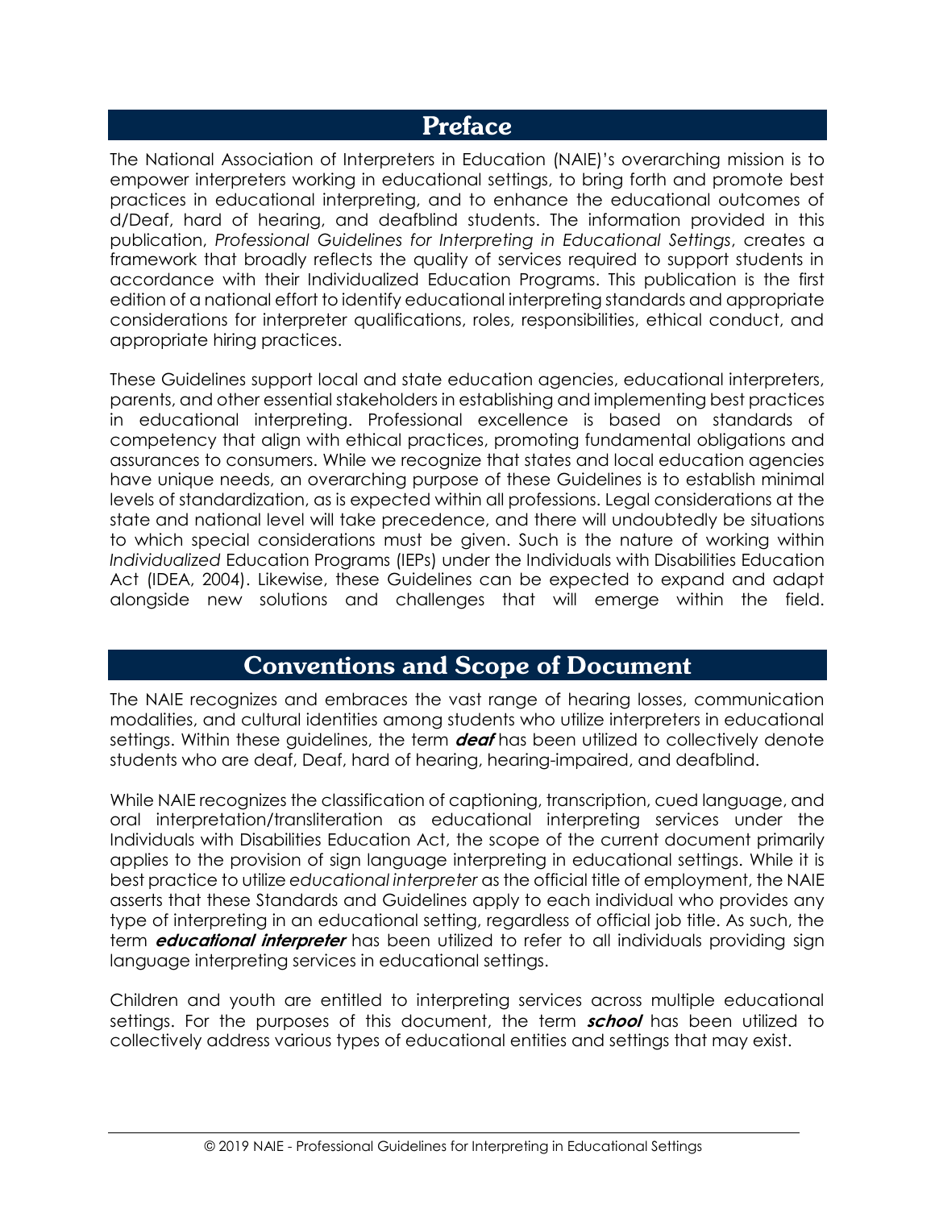## Preface

The National Association of Interpreters in Education (NAIE)'s overarching mission is to empower interpreters working in educational settings, to bring forth and promote best practices in educational interpreting, and to enhance the educational outcomes of d/Deaf, hard of hearing, and deafblind students. The information provided in this publication, *Professional Guidelines for Interpreting in Educational Settings*, creates a framework that broadly reflects the quality of services required to support students in accordance with their Individualized Education Programs. This publication is the first edition of a national effort to identify educational interpreting standards and appropriate considerations for interpreter qualifications, roles, responsibilities, ethical conduct, and appropriate hiring practices.

These Guidelines support local and state education agencies, educational interpreters, parents, and other essential stakeholders in establishing and implementing best practices in educational interpreting. Professional excellence is based on standards of competency that align with ethical practices, promoting fundamental obligations and assurances to consumers. While we recognize that states and local education agencies have unique needs, an overarching purpose of these Guidelines is to establish minimal levels of standardization, as is expected within all professions. Legal considerations at the state and national level will take precedence, and there will undoubtedly be situations to which special considerations must be given. Such is the nature of working within *Individualized* Education Programs (IEPs) under the Individuals with Disabilities Education Act (IDEA, 2004). Likewise, these Guidelines can be expected to expand and adapt alongside new solutions and challenges that will emerge within the field.

## Conventions and Scope of Document

The NAIE recognizes and embraces the vast range of hearing losses, communication modalities, and cultural identities among students who utilize interpreters in educational settings. Within these guidelines, the term ***deaf*** has been utilized to collectively denote students who are deaf, Deaf, hard of hearing, hearing-impaired, and deafblind.

While NAIE recognizes the classification of captioning, transcription, cued language, and oral interpretation/transliteration as educational interpreting services under the Individuals with Disabilities Education Act, the scope of the current document primarily applies to the provision of sign language interpreting in educational settings. While it is best practice to utilize *educational interpreter* as the official title of employment, the NAIE asserts that these Standards and Guidelines apply to each individual who provides any type of interpreting in an educational setting, regardless of official job title. As such, the term ***educational interpreter*** has been utilized to refer to all individuals providing sign language interpreting services in educational settings.

Children and youth are entitled to interpreting services across multiple educational settings. For the purposes of this document, the term ***school*** has been utilized to collectively address various types of educational entities and settings that may exist.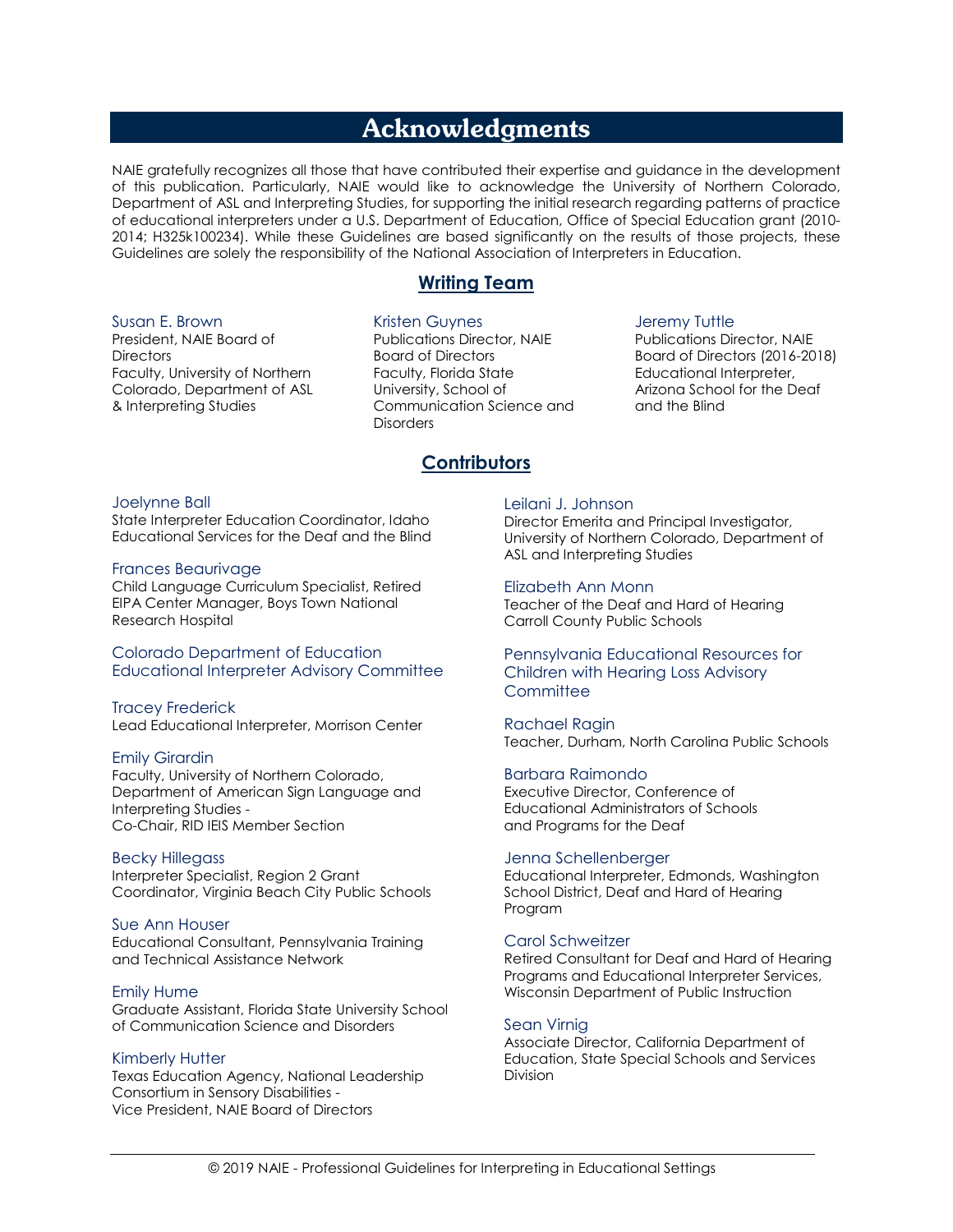# Acknowledgments

NAIE gratefully recognizes all those that have contributed their expertise and guidance in the development of this publication. Particularly, NAIE would like to acknowledge the University of Northern Colorado, Department of ASL and Interpreting Studies, for supporting the initial research regarding patterns of practice of educational interpreters under a U.S. Department of Education, Office of Special Education grant (2010-2014; H325k100234). While these Guidelines are based significantly on the results of those projects, these Guidelines are solely the responsibility of the National Association of Interpreters in Education.

## Writing Team

**Susan E. Brown**
President, NAIE Board of Directors
Faculty, University of Northern Colorado, Department of ASL & Interpreting Studies

**Kristen Guynes**
Publications Director, NAIE Board of Directors
Faculty, Florida State University, School of Communication Science and Disorders

**Jeremy Tuttle**
Publications Director, NAIE Board of Directors (2016-2018)
Educational Interpreter, Arizona School for the Deaf and the Blind

## Contributors

**Joelynne Ball**
State Interpreter Education Coordinator, Idaho Educational Services for the Deaf and the Blind

**Frances Beaurivage**
Child Language Curriculum Specialist, Retired
EIPA Center Manager, Boys Town National Research Hospital

**Colorado Department of Education Educational Interpreter Advisory Committee**

**Tracey Frederick**
Lead Educational Interpreter, Morrison Center

**Emily Girardin**
Faculty, University of Northern Colorado, Department of American Sign Language and Interpreting Studies -
Co-Chair, RID IEIS Member Section

**Becky Hillegass**
Interpreter Specialist, Region 2 Grant Coordinator, Virginia Beach City Public Schools

**Sue Ann Houser**
Educational Consultant, Pennsylvania Training and Technical Assistance Network

**Emily Hume**
Graduate Assistant, Florida State University School of Communication Science and Disorders

**Kimberly Hutter**
Texas Education Agency, National Leadership Consortium in Sensory Disabilities -
Vice President, NAIE Board of Directors

**Leilani J. Johnson**
Director Emerita and Principal Investigator, University of Northern Colorado, Department of ASL and Interpreting Studies

**Elizabeth Ann Monn**
Teacher of the Deaf and Hard of Hearing
Carroll County Public Schools

**Pennsylvania Educational Resources for Children with Hearing Loss Advisory Committee**

**Rachael Ragin**
Teacher, Durham, North Carolina Public Schools

**Barbara Raimondo**
Executive Director, Conference of Educational Administrators of Schools and Programs for the Deaf

**Jenna Schellenberger**
Educational Interpreter, Edmonds, Washington School District, Deaf and Hard of Hearing Program

**Carol Schweitzer**
Retired Consultant for Deaf and Hard of Hearing Programs and Educational Interpreter Services, Wisconsin Department of Public Instruction

**Sean Virnig**
Associate Director, California Department of Education, State Special Schools and Services Division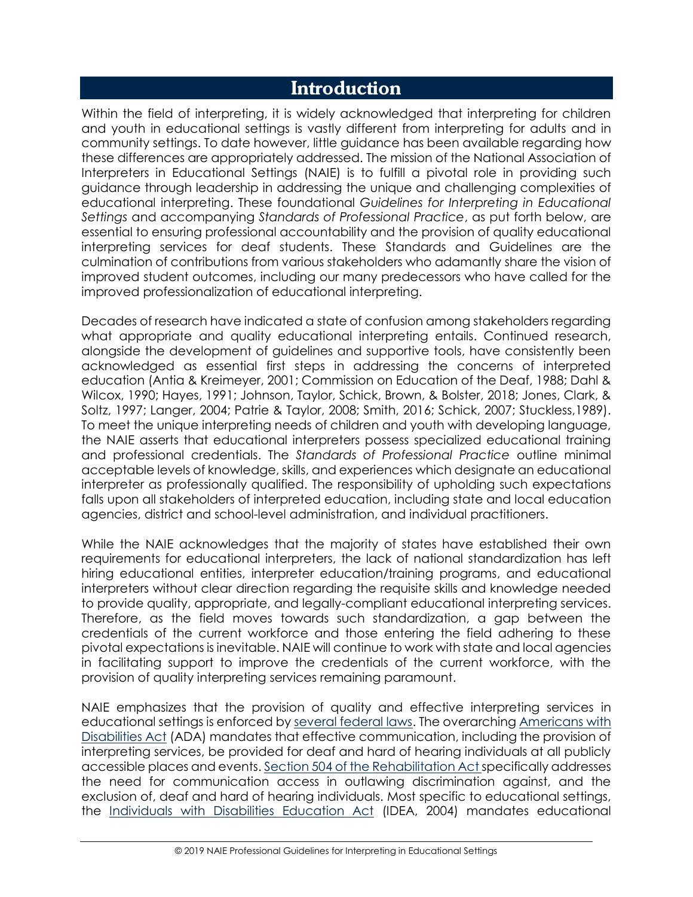# Introduction

Within the field of interpreting, it is widely acknowledged that interpreting for children and youth in educational settings is vastly different from interpreting for adults and in community settings. To date however, little guidance has been available regarding how these differences are appropriately addressed. The mission of the National Association of Interpreters in Educational Settings (NAIE) is to fulfill a pivotal role in providing such guidance through leadership in addressing the unique and challenging complexities of educational interpreting. These foundational *Guidelines for Interpreting in Educational Settings* and accompanying *Standards of Professional Practice*, as put forth below, are essential to ensuring professional accountability and the provision of quality educational interpreting services for deaf students. These Standards and Guidelines are the culmination of contributions from various stakeholders who adamantly share the vision of improved student outcomes, including our many predecessors who have called for the improved professionalization of educational interpreting.

Decades of research have indicated a state of confusion among stakeholders regarding what appropriate and quality educational interpreting entails. Continued research, alongside the development of guidelines and supportive tools, have consistently been acknowledged as essential first steps in addressing the concerns of interpreted education (Antia & Kreimeyer, 2001; Commission on Education of the Deaf, 1988; Dahl & Wilcox, 1990; Hayes, 1991; Johnson, Taylor, Schick, Brown, & Bolster, 2018; Jones, Clark, & Soltz, 1997; Langer, 2004; Patrie & Taylor, 2008; Smith, 2016; Schick, 2007; Stuckless,1989). To meet the unique interpreting needs of children and youth with developing language, the NAIE asserts that educational interpreters possess specialized educational training and professional credentials. The *Standards of Professional Practice* outline minimal acceptable levels of knowledge, skills, and experiences which designate an educational interpreter as professionally qualified. The responsibility of upholding such expectations falls upon all stakeholders of interpreted education, including state and local education agencies, district and school-level administration, and individual practitioners.

While the NAIE acknowledges that the majority of states have established their own requirements for educational interpreters, the lack of national standardization has left hiring educational entities, interpreter education/training programs, and educational interpreters without clear direction regarding the requisite skills and knowledge needed to provide quality, appropriate, and legally-compliant educational interpreting services. Therefore, as the field moves towards such standardization, a gap between the credentials of the current workforce and those entering the field adhering to these pivotal expectations is inevitable. NAIE will continue to work with state and local agencies in facilitating support to improve the credentials of the current workforce, with the provision of quality interpreting services remaining paramount.

NAIE emphasizes that the provision of quality and effective interpreting services in educational settings is enforced by several federal laws. The overarching Americans with Disabilities Act (ADA) mandates that effective communication, including the provision of interpreting services, be provided for deaf and hard of hearing individuals at all publicly accessible places and events. Section 504 of the Rehabilitation Act specifically addresses the need for communication access in outlawing discrimination against, and the exclusion of, deaf and hard of hearing individuals. Most specific to educational settings, the Individuals with Disabilities Education Act (IDEA, 2004) mandates educational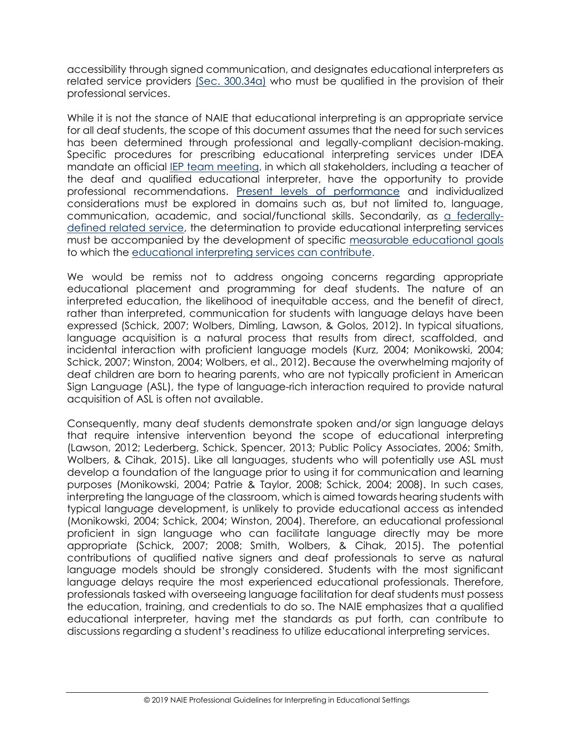accessibility through signed communication, and designates educational interpreters as related service providers (Sec. 300.34a) who must be qualified in the provision of their professional services.

While it is not the stance of NAIE that educational interpreting is an appropriate service for all deaf students, the scope of this document assumes that the need for such services has been determined through professional and legally-compliant decision-making. Specific procedures for prescribing educational interpreting services under IDEA mandate an official IEP team meeting, in which all stakeholders, including a teacher of the deaf and qualified educational interpreter, have the opportunity to provide professional recommendations. Present levels of performance and individualized considerations must be explored in domains such as, but not limited to, language, communication, academic, and social/functional skills. Secondarily, as a federally-defined related service, the determination to provide educational interpreting services must be accompanied by the development of specific measurable educational goals to which the educational interpreting services can contribute.

We would be remiss not to address ongoing concerns regarding appropriate educational placement and programming for deaf students. The nature of an interpreted education, the likelihood of inequitable access, and the benefit of direct, rather than interpreted, communication for students with language delays have been expressed (Schick, 2007; Wolbers, Dimling, Lawson, & Golos, 2012). In typical situations, language acquisition is a natural process that results from direct, scaffolded, and incidental interaction with proficient language models (Kurz, 2004; Monikowski, 2004; Schick, 2007; Winston, 2004; Wolbers, et al., 2012). Because the overwhelming majority of deaf children are born to hearing parents, who are not typically proficient in American Sign Language (ASL), the type of language-rich interaction required to provide natural acquisition of ASL is often not available.

Consequently, many deaf students demonstrate spoken and/or sign language delays that require intensive intervention beyond the scope of educational interpreting (Lawson, 2012; Lederberg, Schick, Spencer, 2013; Public Policy Associates, 2006; Smith, Wolbers, & Cihak, 2015). Like all languages, students who will potentially use ASL must develop a foundation of the language prior to using it for communication and learning purposes (Monikowski, 2004; Patrie & Taylor, 2008; Schick, 2004; 2008). In such cases, interpreting the language of the classroom, which is aimed towards hearing students with typical language development, is unlikely to provide educational access as intended (Monikowski, 2004; Schick, 2004; Winston, 2004). Therefore, an educational professional proficient in sign language who can facilitate language directly may be more appropriate (Schick, 2007; 2008; Smith, Wolbers, & Cihak, 2015). The potential contributions of qualified native signers and deaf professionals to serve as natural language models should be strongly considered. Students with the most significant language delays require the most experienced educational professionals. Therefore, professionals tasked with overseeing language facilitation for deaf students must possess the education, training, and credentials to do so. The NAIE emphasizes that a qualified educational interpreter, having met the standards as put forth, can contribute to discussions regarding a student's readiness to utilize educational interpreting services.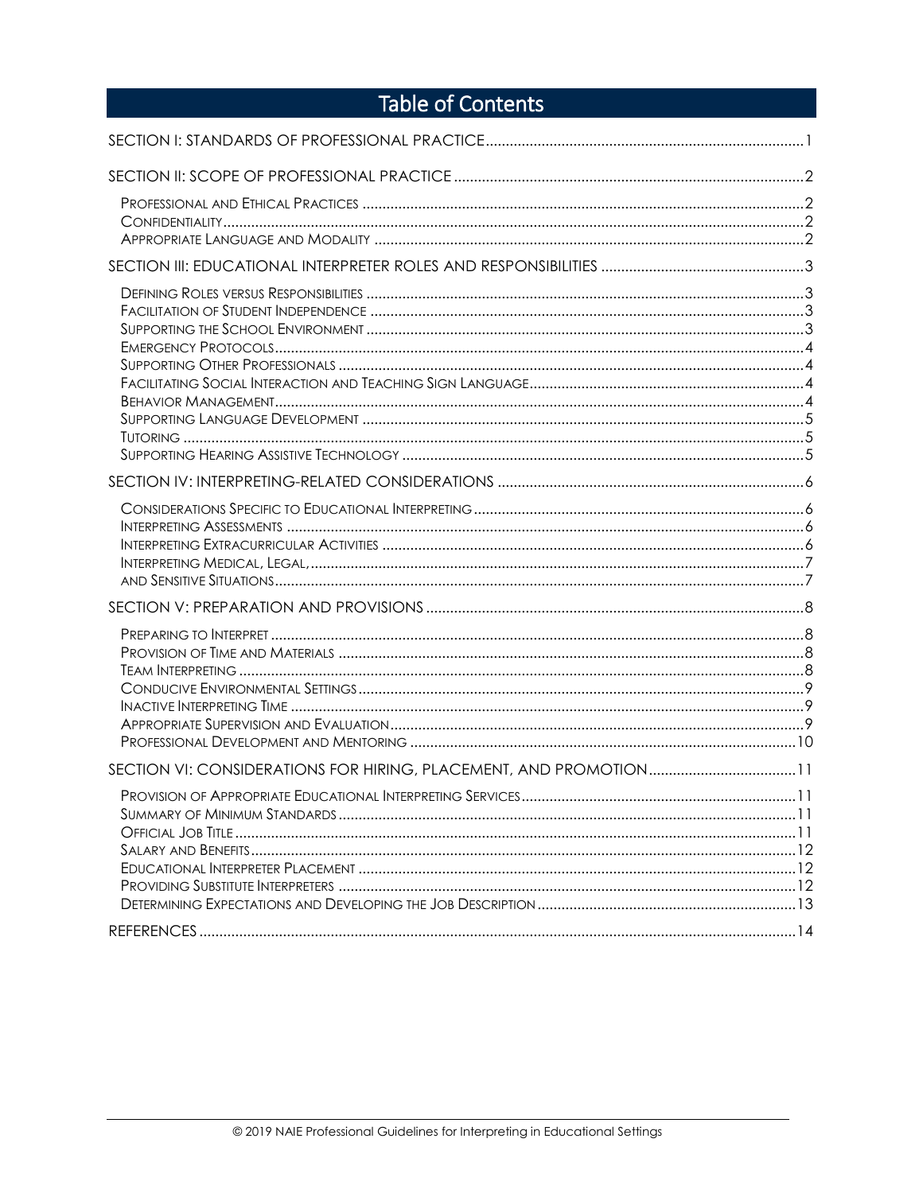# Table of Contents

SECTION I: STANDARDS OF PROFESSIONAL PRACTICE ........ 1

SECTION II: SCOPE OF PROFESSIONAL PRACTICE ........ 2

- Professional and Ethical Practices ........ 2
- Confidentiality ........ 2
- Appropriate Language and Modality ........ 2

SECTION III: EDUCATIONAL INTERPRETER ROLES AND RESPONSIBILITIES ........ 3

- Defining Roles versus Responsibilities ........ 3
- Facilitation of Student Independence ........ 3
- Supporting the School Environment ........ 3
- Emergency Protocols ........ 4
- Supporting Other Professionals ........ 4
- Facilitating Social Interaction and Teaching Sign Language ........ 4
- Behavior Management ........ 4
- Supporting Language Development ........ 5
- Tutoring ........ 5
- Supporting Hearing Assistive Technology ........ 5

SECTION IV: INTERPRETING-RELATED CONSIDERATIONS ........ 6

- Considerations Specific to Educational Interpreting ........ 6
- Interpreting Assessments ........ 6
- Interpreting Extracurricular Activities ........ 6
- Interpreting Medical, Legal, ........ 7
- and Sensitive Situations ........ 7

SECTION V: PREPARATION AND PROVISIONS ........ 8

- Preparing to Interpret ........ 8
- Provision of Time and Materials ........ 8
- Team Interpreting ........ 8
- Conducive Environmental Settings ........ 9
- Inactive Interpreting Time ........ 9
- Appropriate Supervision and Evaluation ........ 9
- Professional Development and Mentoring ........ 10

SECTION VI: CONSIDERATIONS FOR HIRING, PLACEMENT, AND PROMOTION ........ 11

- Provision of Appropriate Educational Interpreting Services ........ 11
- Summary of Minimum Standards ........ 11
- Official Job Title ........ 11
- Salary and Benefits ........ 12
- Educational Interpreter Placement ........ 12
- Providing Substitute Interpreters ........ 12
- Determining Expectations and Developing the Job Description ........ 13

REFERENCES ........ 14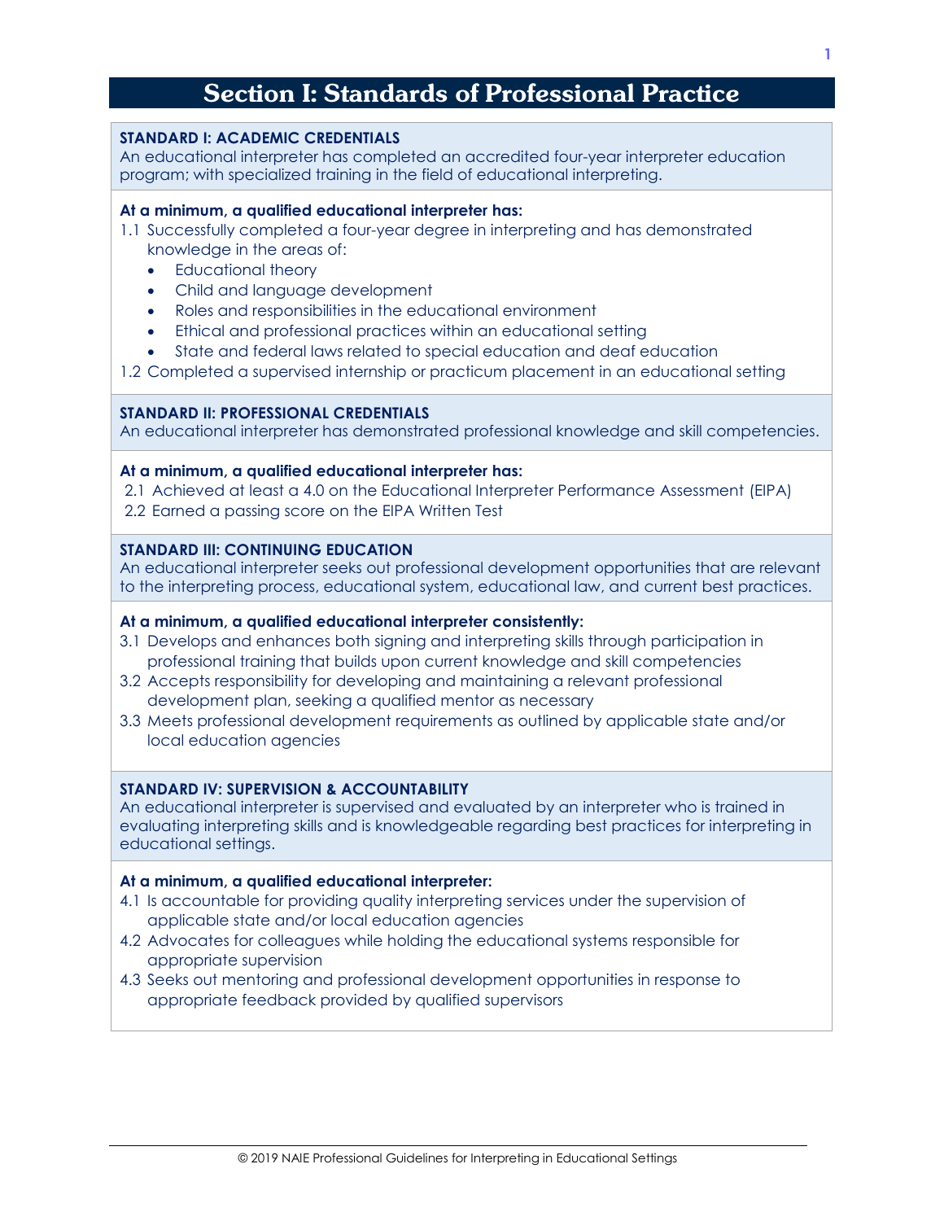# Section I: Standards of Professional Practice

**STANDARD I: ACADEMIC CREDENTIALS**
An educational interpreter has completed an accredited four-year interpreter education program; with specialized training in the field of educational interpreting.

**At a minimum, a qualified educational interpreter has:**

1.1 Successfully completed a four-year degree in interpreting and has demonstrated knowledge in the areas of:
- Educational theory
- Child and language development
- Roles and responsibilities in the educational environment
- Ethical and professional practices within an educational setting
- State and federal laws related to special education and deaf education

1.2 Completed a supervised internship or practicum placement in an educational setting

**STANDARD II: PROFESSIONAL CREDENTIALS**
An educational interpreter has demonstrated professional knowledge and skill competencies.

**At a minimum, a qualified educational interpreter has:**

2.1 Achieved at least a 4.0 on the Educational Interpreter Performance Assessment (EIPA)
2.2 Earned a passing score on the EIPA Written Test

**STANDARD III: CONTINUING EDUCATION**
An educational interpreter seeks out professional development opportunities that are relevant to the interpreting process, educational system, educational law, and current best practices.

**At a minimum, a qualified educational interpreter consistently:**

3.1 Develops and enhances both signing and interpreting skills through participation in professional training that builds upon current knowledge and skill competencies
3.2 Accepts responsibility for developing and maintaining a relevant professional development plan, seeking a qualified mentor as necessary
3.3 Meets professional development requirements as outlined by applicable state and/or local education agencies

**STANDARD IV: SUPERVISION & ACCOUNTABILITY**
An educational interpreter is supervised and evaluated by an interpreter who is trained in evaluating interpreting skills and is knowledgeable regarding best practices for interpreting in educational settings.

**At a minimum, a qualified educational interpreter:**

4.1 Is accountable for providing quality interpreting services under the supervision of applicable state and/or local education agencies
4.2 Advocates for colleagues while holding the educational systems responsible for appropriate supervision
4.3 Seeks out mentoring and professional development opportunities in response to appropriate feedback provided by qualified supervisors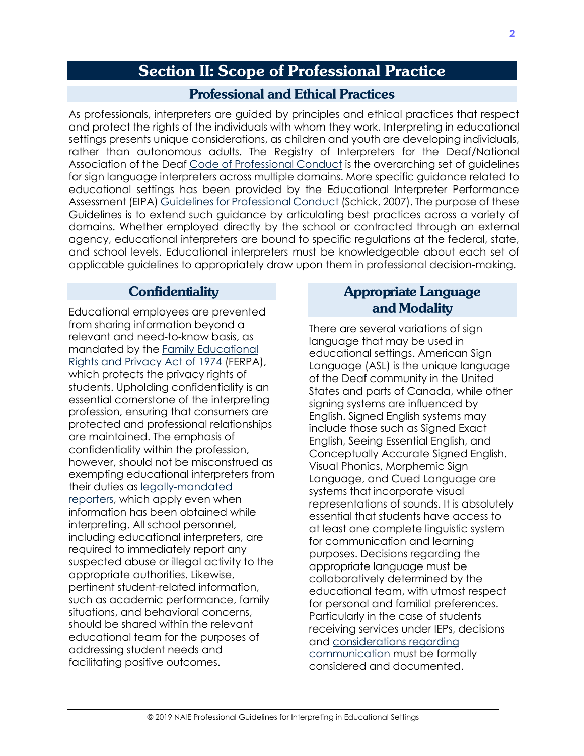# Section II: Scope of Professional Practice

## Professional and Ethical Practices

As professionals, interpreters are guided by principles and ethical practices that respect and protect the rights of the individuals with whom they work. Interpreting in educational settings presents unique considerations, as children and youth are developing individuals, rather than autonomous adults. The Registry of Interpreters for the Deaf/National Association of the Deaf Code of Professional Conduct is the overarching set of guidelines for sign language interpreters across multiple domains. More specific guidance related to educational settings has been provided by the Educational Interpreter Performance Assessment (EIPA) *Guidelines for Professional Conduct* (Schick, 2007). The purpose of these Guidelines is to extend such guidance by articulating best practices across a variety of domains. Whether employed directly by the school or contracted through an external agency, educational interpreters are bound to specific regulations at the federal, state, and school levels. Educational interpreters must be knowledgeable about each set of applicable guidelines to appropriately draw upon them in professional decision-making.

### Confidentiality

Educational employees are prevented from sharing information beyond a relevant and need-to-know basis, as mandated by the Family Educational Rights and Privacy Act of 1974 (FERPA), which protects the privacy rights of students. Upholding confidentiality is an essential cornerstone of the interpreting profession, ensuring that consumers are protected and professional relationships are maintained. The emphasis of confidentiality within the profession, however, should not be misconstrued as exempting educational interpreters from their duties as legally-mandated reporters, which apply even when information has been obtained while interpreting. All school personnel, including educational interpreters, are required to immediately report any suspected abuse or illegal activity to the appropriate authorities. Likewise, pertinent student-related information, such as academic performance, family situations, and behavioral concerns, should be shared within the relevant educational team for the purposes of addressing student needs and facilitating positive outcomes.

### Appropriate Language and Modality

There are several variations of sign language that may be used in educational settings. American Sign Language (ASL) is the unique language of the Deaf community in the United States and parts of Canada, while other signing systems are influenced by English. Signed English systems may include those such as Signed Exact English, Seeing Essential English, and Conceptually Accurate Signed English. Visual Phonics, Morphemic Sign Language, and Cued Language are systems that incorporate visual representations of sounds. It is absolutely essential that students have access to at least one complete linguistic system for communication and learning purposes. Decisions regarding the appropriate language must be collaboratively determined by the educational team, with utmost respect for personal and familial preferences. Particularly in the case of students receiving services under IEPs, decisions and considerations regarding communication must be formally considered and documented.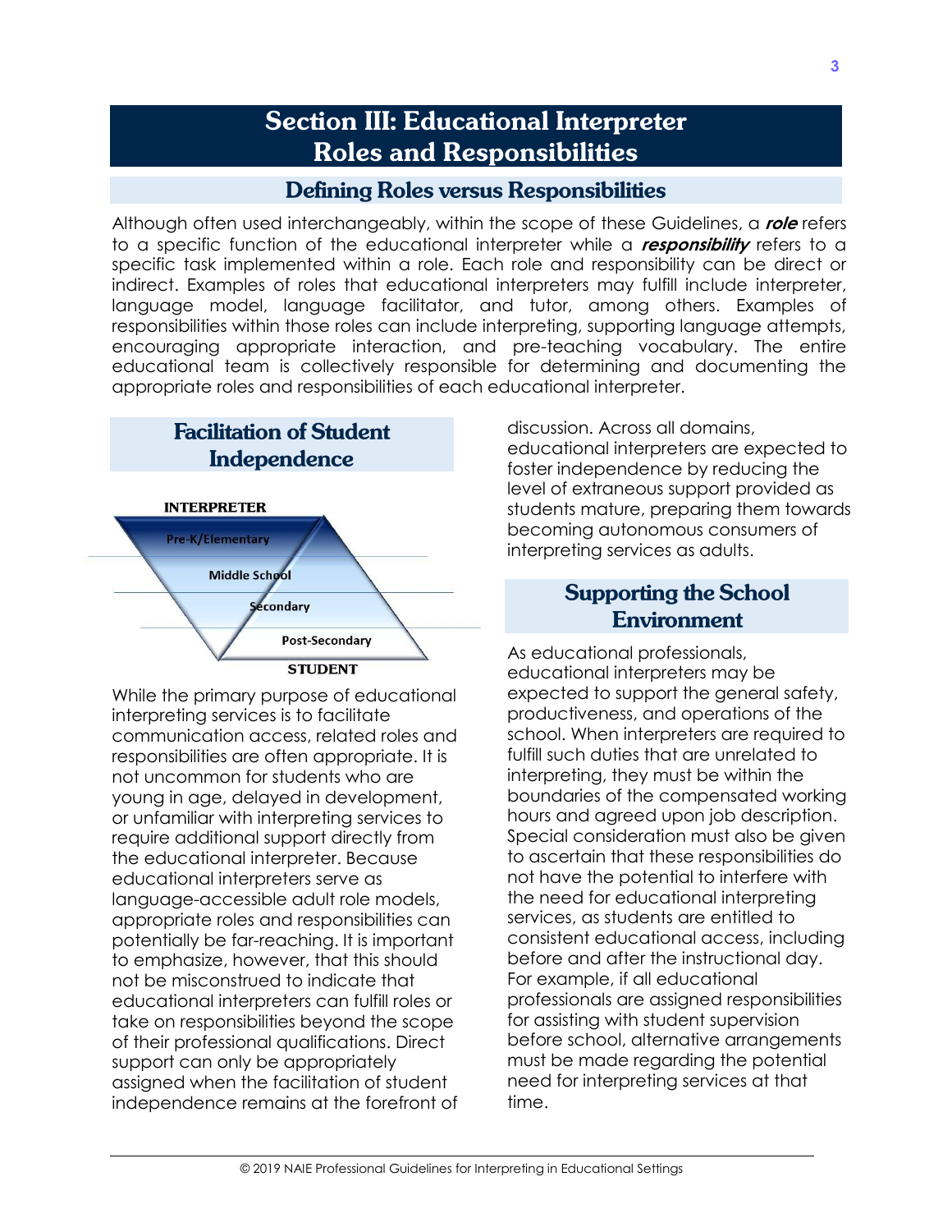# Section III: Educational Interpreter Roles and Responsibilities

## Defining Roles versus Responsibilities

Although often used interchangeably, within the scope of these Guidelines, a ***role*** refers to a specific function of the educational interpreter while a ***responsibility*** refers to a specific task implemented within a role. Each role and responsibility can be direct or indirect. Examples of roles that educational interpreters may fulfill include interpreter, language model, language facilitator, and tutor, among others. Examples of responsibilities within those roles can include interpreting, supporting language attempts, encouraging appropriate interaction, and pre-teaching vocabulary. The entire educational team is collectively responsible for determining and documenting the appropriate roles and responsibilities of each educational interpreter.

## Facilitation of Student Independence

INTERPRETER

Pre-K/Elementary

Middle School

Secondary

Post-Secondary

STUDENT

While the primary purpose of educational interpreting services is to facilitate communication access, related roles and responsibilities are often appropriate. It is not uncommon for students who are young in age, delayed in development, or unfamiliar with interpreting services to require additional support directly from the educational interpreter. Because educational interpreters serve as language-accessible adult role models, appropriate roles and responsibilities can potentially be far-reaching. It is important to emphasize, however, that this should not be misconstrued to indicate that educational interpreters can fulfill roles or take on responsibilities beyond the scope of their professional qualifications. Direct support can only be appropriately assigned when the facilitation of student independence remains at the forefront of discussion. Across all domains, educational interpreters are expected to foster independence by reducing the level of extraneous support provided as students mature, preparing them towards becoming autonomous consumers of interpreting services as adults.

## Supporting the School Environment

As educational professionals, educational interpreters may be expected to support the general safety, productiveness, and operations of the school. When interpreters are required to fulfill such duties that are unrelated to interpreting, they must be within the boundaries of the compensated working hours and agreed upon job description. Special consideration must also be given to ascertain that these responsibilities do not have the potential to interfere with the need for educational interpreting services, as students are entitled to consistent educational access, including before and after the instructional day. For example, if all educational professionals are assigned responsibilities for assisting with student supervision before school, alternative arrangements must be made regarding the potential need for interpreting services at that time.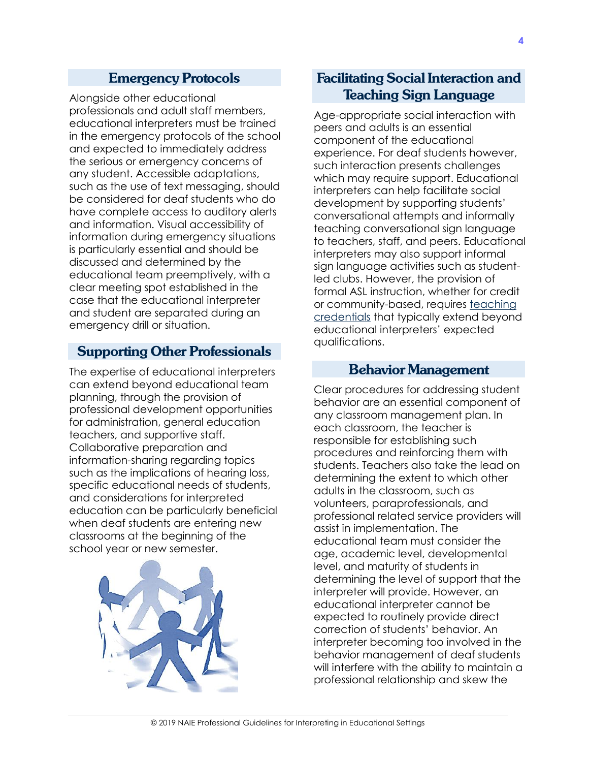## Emergency Protocols

Alongside other educational professionals and adult staff members, educational interpreters must be trained in the emergency protocols of the school and expected to immediately address the serious or emergency concerns of any student. Accessible adaptations, such as the use of text messaging, should be considered for deaf students who do have complete access to auditory alerts and information. Visual accessibility of information during emergency situations is particularly essential and should be discussed and determined by the educational team preemptively, with a clear meeting spot established in the case that the educational interpreter and student are separated during an emergency drill or situation.

## Supporting Other Professionals

The expertise of educational interpreters can extend beyond educational team planning, through the provision of professional development opportunities for administration, general education teachers, and supportive staff. Collaborative preparation and information-sharing regarding topics such as the implications of hearing loss, specific educational needs of students, and considerations for interpreted education can be particularly beneficial when deaf students are entering new classrooms at the beginning of the school year or new semester.

## Facilitating Social Interaction and Teaching Sign Language

Age-appropriate social interaction with peers and adults is an essential component of the educational experience. For deaf students however, such interaction presents challenges which may require support. Educational interpreters can help facilitate social development by supporting students' conversational attempts and informally teaching conversational sign language to teachers, staff, and peers. Educational interpreters may also support informal sign language activities such as student-led clubs. However, the provision of formal ASL instruction, whether for credit or community-based, requires teaching credentials that typically extend beyond educational interpreters' expected qualifications.

## Behavior Management

Clear procedures for addressing student behavior are an essential component of any classroom management plan. In each classroom, the teacher is responsible for establishing such procedures and reinforcing them with students. Teachers also take the lead on determining the extent to which other adults in the classroom, such as volunteers, paraprofessionals, and professional related service providers will assist in implementation. The educational team must consider the age, academic level, developmental level, and maturity of students in determining the level of support that the interpreter will provide. However, an educational interpreter cannot be expected to routinely provide direct correction of students' behavior. An interpreter becoming too involved in the behavior management of deaf students will interfere with the ability to maintain a professional relationship and skew the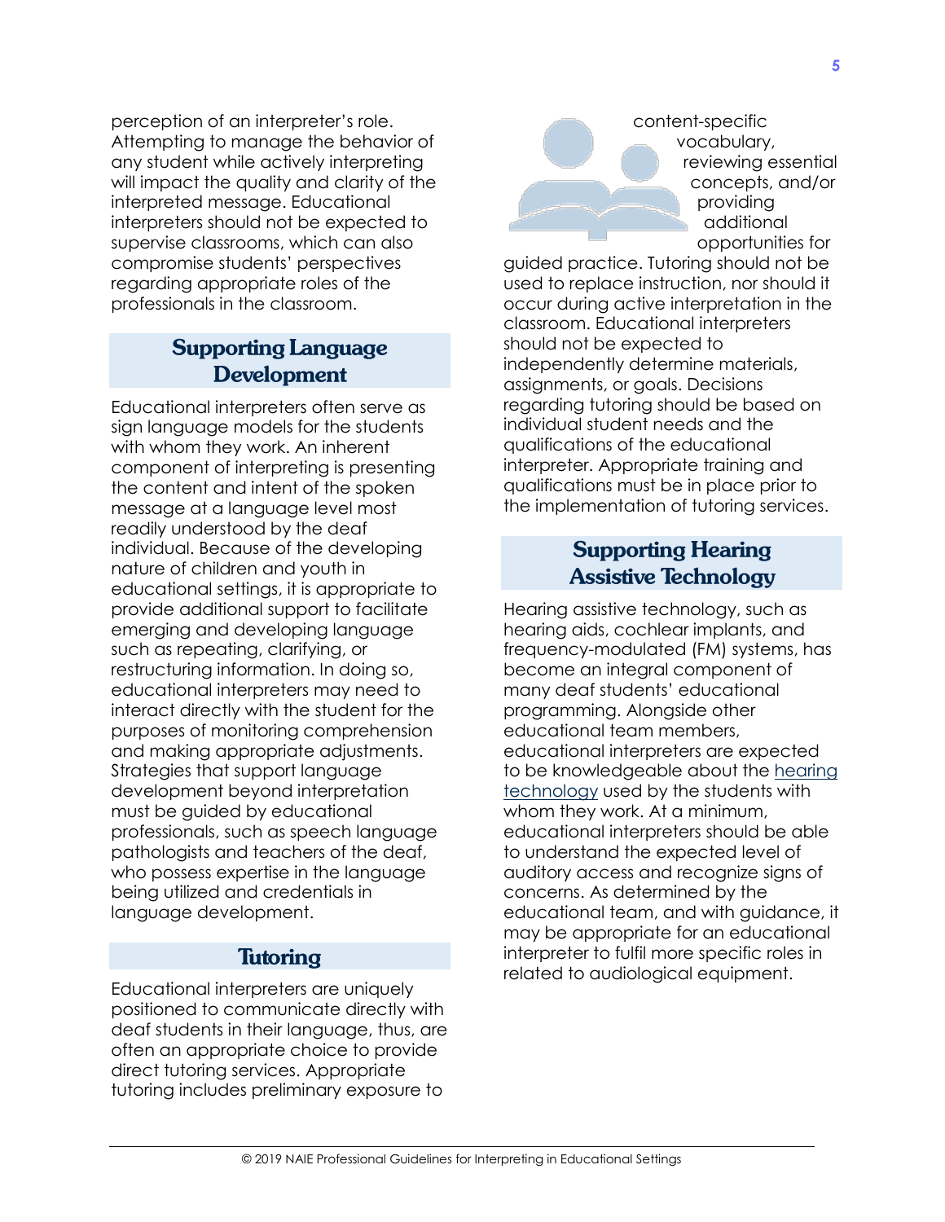perception of an interpreter's role. Attempting to manage the behavior of any student while actively interpreting will impact the quality and clarity of the interpreted message. Educational interpreters should not be expected to supervise classrooms, which can also compromise students' perspectives regarding appropriate roles of the professionals in the classroom.

## Supporting Language Development

Educational interpreters often serve as sign language models for the students with whom they work. An inherent component of interpreting is presenting the content and intent of the spoken message at a language level most readily understood by the deaf individual. Because of the developing nature of children and youth in educational settings, it is appropriate to provide additional support to facilitate emerging and developing language such as repeating, clarifying, or restructuring information. In doing so, educational interpreters may need to interact directly with the student for the purposes of monitoring comprehension and making appropriate adjustments. Strategies that support language development beyond interpretation must be guided by educational professionals, such as speech language pathologists and teachers of the deaf, who possess expertise in the language being utilized and credentials in language development.

## Tutoring

Educational interpreters are uniquely positioned to communicate directly with deaf students in their language, thus, are often an appropriate choice to provide direct tutoring services. Appropriate tutoring includes preliminary exposure to content-specific vocabulary, reviewing essential concepts, and/or providing additional opportunities for guided practice. Tutoring should not be used to replace instruction, nor should it occur during active interpretation in the classroom. Educational interpreters should not be expected to independently determine materials, assignments, or goals. Decisions regarding tutoring should be based on individual student needs and the qualifications of the educational interpreter. Appropriate training and qualifications must be in place prior to the implementation of tutoring services.

## Supporting Hearing Assistive Technology

Hearing assistive technology, such as hearing aids, cochlear implants, and frequency-modulated (FM) systems, has become an integral component of many deaf students' educational programming. Alongside other educational team members, educational interpreters are expected to be knowledgeable about the hearing technology used by the students with whom they work. At a minimum, educational interpreters should be able to understand the expected level of auditory access and recognize signs of concerns. As determined by the educational team, and with guidance, it may be appropriate for an educational interpreter to fulfil more specific roles in related to audiological equipment.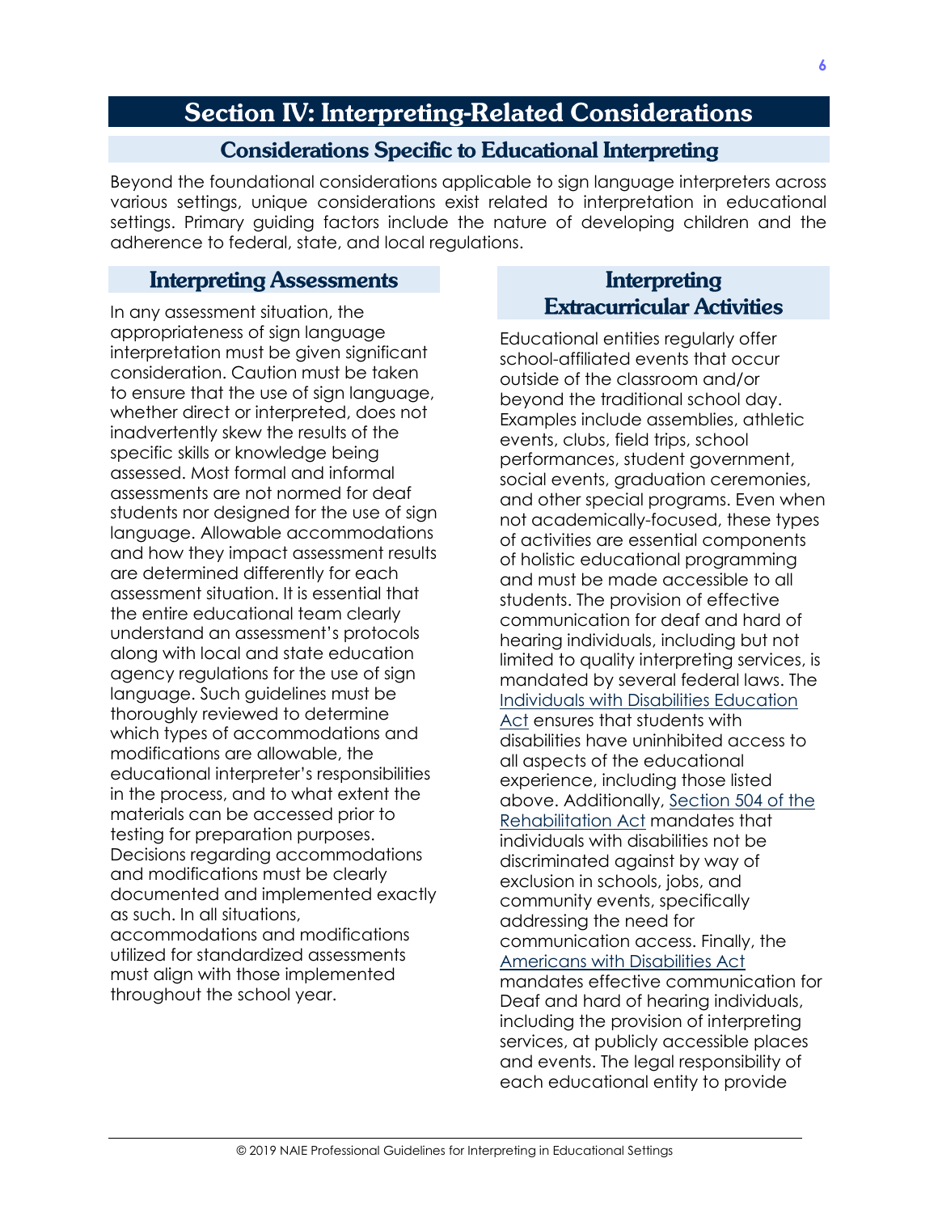# Section IV: Interpreting-Related Considerations

## Considerations Specific to Educational Interpreting

Beyond the foundational considerations applicable to sign language interpreters across various settings, unique considerations exist related to interpretation in educational settings. Primary guiding factors include the nature of developing children and the adherence to federal, state, and local regulations.

### Interpreting Assessments

In any assessment situation, the appropriateness of sign language interpretation must be given significant consideration. Caution must be taken to ensure that the use of sign language, whether direct or interpreted, does not inadvertently skew the results of the specific skills or knowledge being assessed. Most formal and informal assessments are not normed for deaf students nor designed for the use of sign language. Allowable accommodations and how they impact assessment results are determined differently for each assessment situation. It is essential that the entire educational team clearly understand an assessment's protocols along with local and state education agency regulations for the use of sign language. Such guidelines must be thoroughly reviewed to determine which types of accommodations and modifications are allowable, the educational interpreter's responsibilities in the process, and to what extent the materials can be accessed prior to testing for preparation purposes. Decisions regarding accommodations and modifications must be clearly documented and implemented exactly as such. In all situations, accommodations and modifications utilized for standardized assessments must align with those implemented throughout the school year.

### Interpreting Extracurricular Activities

Educational entities regularly offer school-affiliated events that occur outside of the classroom and/or beyond the traditional school day. Examples include assemblies, athletic events, clubs, field trips, school performances, student government, social events, graduation ceremonies, and other special programs. Even when not academically-focused, these types of activities are essential components of holistic educational programming and must be made accessible to all students. The provision of effective communication for deaf and hard of hearing individuals, including but not limited to quality interpreting services, is mandated by several federal laws. The Individuals with Disabilities Education Act ensures that students with disabilities have uninhibited access to all aspects of the educational experience, including those listed above. Additionally, Section 504 of the Rehabilitation Act mandates that individuals with disabilities not be discriminated against by way of exclusion in schools, jobs, and community events, specifically addressing the need for communication access. Finally, the Americans with Disabilities Act mandates effective communication for Deaf and hard of hearing individuals, including the provision of interpreting services, at publicly accessible places and events. The legal responsibility of each educational entity to provide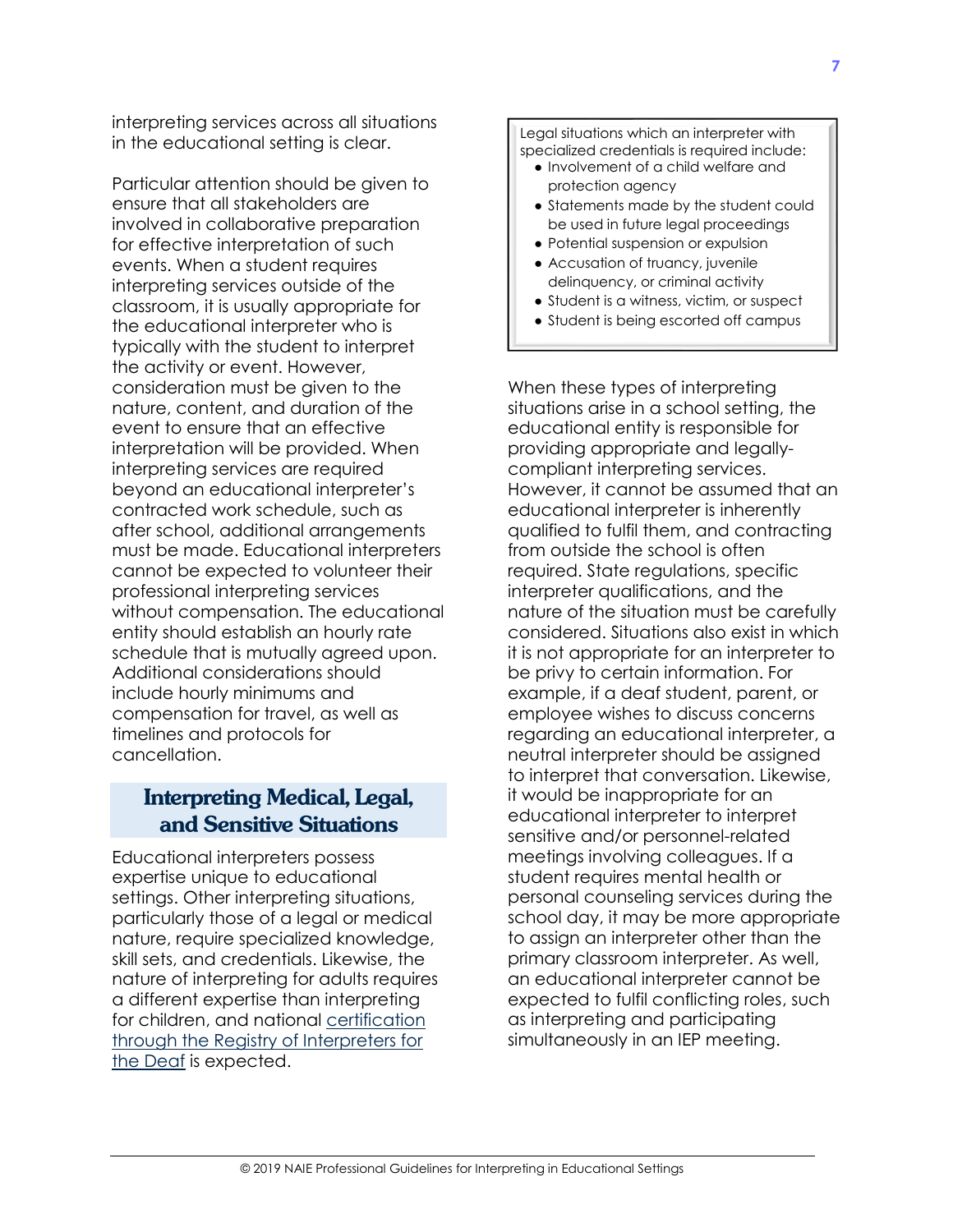interpreting services across all situations in the educational setting is clear.

Particular attention should be given to ensure that all stakeholders are involved in collaborative preparation for effective interpretation of such events. When a student requires interpreting services outside of the classroom, it is usually appropriate for the educational interpreter who is typically with the student to interpret the activity or event. However, consideration must be given to the nature, content, and duration of the event to ensure that an effective interpretation will be provided. When interpreting services are required beyond an educational interpreter's contracted work schedule, such as after school, additional arrangements must be made. Educational interpreters cannot be expected to volunteer their professional interpreting services without compensation. The educational entity should establish an hourly rate schedule that is mutually agreed upon. Additional considerations should include hourly minimums and compensation for travel, as well as timelines and protocols for cancellation.

## Interpreting Medical, Legal, and Sensitive Situations

Educational interpreters possess expertise unique to educational settings. Other interpreting situations, particularly those of a legal or medical nature, require specialized knowledge, skill sets, and credentials. Likewise, the nature of interpreting for adults requires a different expertise than interpreting for children, and national certification through the Registry of Interpreters for the Deaf is expected.

> Legal situations which an interpreter with specialized credentials is required include:
> - Involvement of a child welfare and protection agency
> - Statements made by the student could be used in future legal proceedings
> - Potential suspension or expulsion
> - Accusation of truancy, juvenile delinquency, or criminal activity
> - Student is a witness, victim, or suspect
> - Student is being escorted off campus

When these types of interpreting situations arise in a school setting, the educational entity is responsible for providing appropriate and legally-compliant interpreting services. However, it cannot be assumed that an educational interpreter is inherently qualified to fulfil them, and contracting from outside the school is often required. State regulations, specific interpreter qualifications, and the nature of the situation must be carefully considered. Situations also exist in which it is not appropriate for an interpreter to be privy to certain information. For example, if a deaf student, parent, or employee wishes to discuss concerns regarding an educational interpreter, a neutral interpreter should be assigned to interpret that conversation. Likewise, it would be inappropriate for an educational interpreter to interpret sensitive and/or personnel-related meetings involving colleagues. If a student requires mental health or personal counseling services during the school day, it may be more appropriate to assign an interpreter other than the primary classroom interpreter. As well, an educational interpreter cannot be expected to fulfil conflicting roles, such as interpreting and participating simultaneously in an IEP meeting.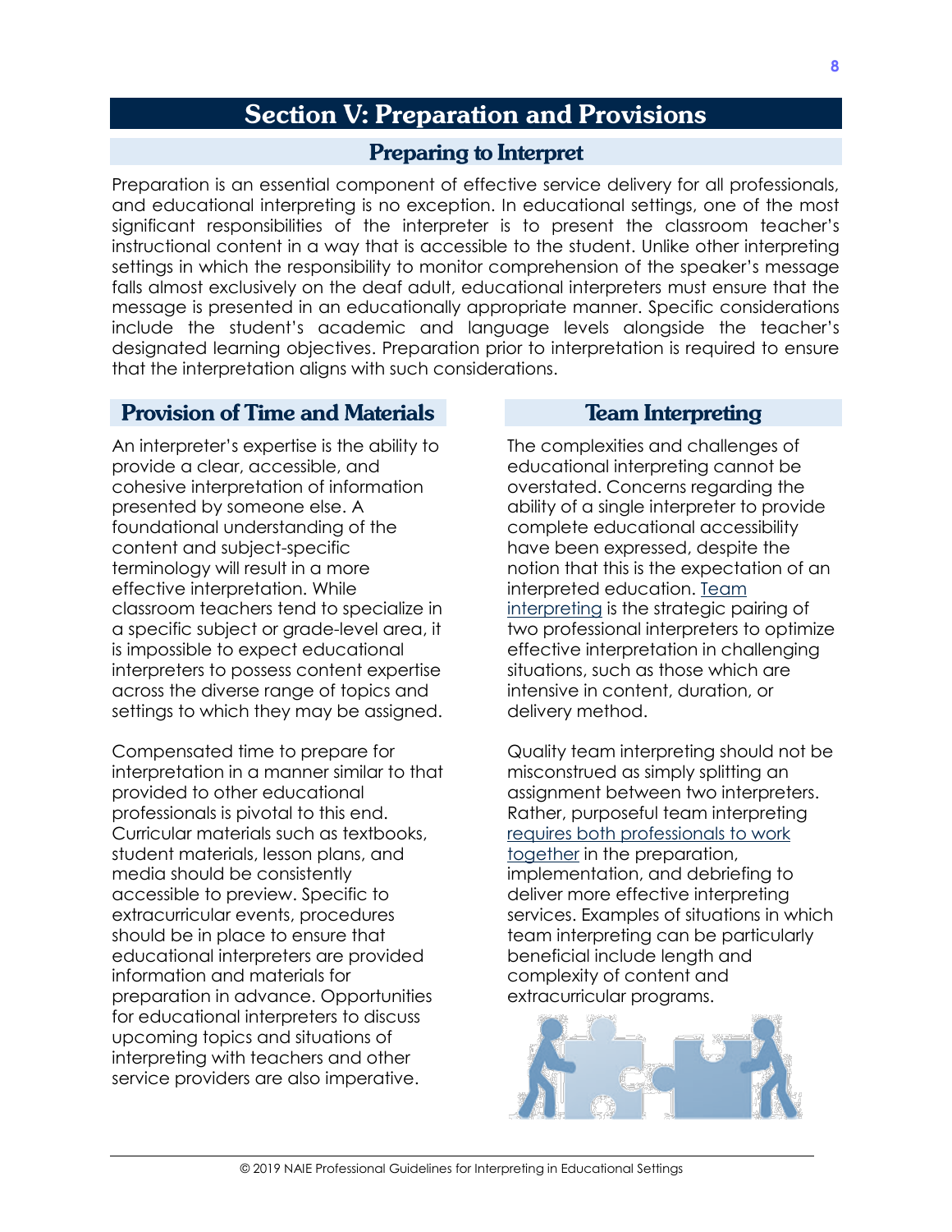# Section V: Preparation and Provisions

## Preparing to Interpret

Preparation is an essential component of effective service delivery for all professionals, and educational interpreting is no exception. In educational settings, one of the most significant responsibilities of the interpreter is to present the classroom teacher's instructional content in a way that is accessible to the student. Unlike other interpreting settings in which the responsibility to monitor comprehension of the speaker's message falls almost exclusively on the deaf adult, educational interpreters must ensure that the message is presented in an educationally appropriate manner. Specific considerations include the student's academic and language levels alongside the teacher's designated learning objectives. Preparation prior to interpretation is required to ensure that the interpretation aligns with such considerations.

## Provision of Time and Materials

An interpreter's expertise is the ability to provide a clear, accessible, and cohesive interpretation of information presented by someone else. A foundational understanding of the content and subject-specific terminology will result in a more effective interpretation. While classroom teachers tend to specialize in a specific subject or grade-level area, it is impossible to expect educational interpreters to possess content expertise across the diverse range of topics and settings to which they may be assigned.

Compensated time to prepare for interpretation in a manner similar to that provided to other educational professionals is pivotal to this end. Curricular materials such as textbooks, student materials, lesson plans, and media should be consistently accessible to preview. Specific to extracurricular events, procedures should be in place to ensure that educational interpreters are provided information and materials for preparation in advance. Opportunities for educational interpreters to discuss upcoming topics and situations of interpreting with teachers and other service providers are also imperative.

## Team Interpreting

The complexities and challenges of educational interpreting cannot be overstated. Concerns regarding the ability of a single interpreter to provide complete educational accessibility have been expressed, despite the notion that this is the expectation of an interpreted education. Team interpreting is the strategic pairing of two professional interpreters to optimize effective interpretation in challenging situations, such as those which are intensive in content, duration, or delivery method.

Quality team interpreting should not be misconstrued as simply splitting an assignment between two interpreters. Rather, purposeful team interpreting requires both professionals to work together in the preparation, implementation, and debriefing to deliver more effective interpreting services. Examples of situations in which team interpreting can be particularly beneficial include length and complexity of content and extracurricular programs.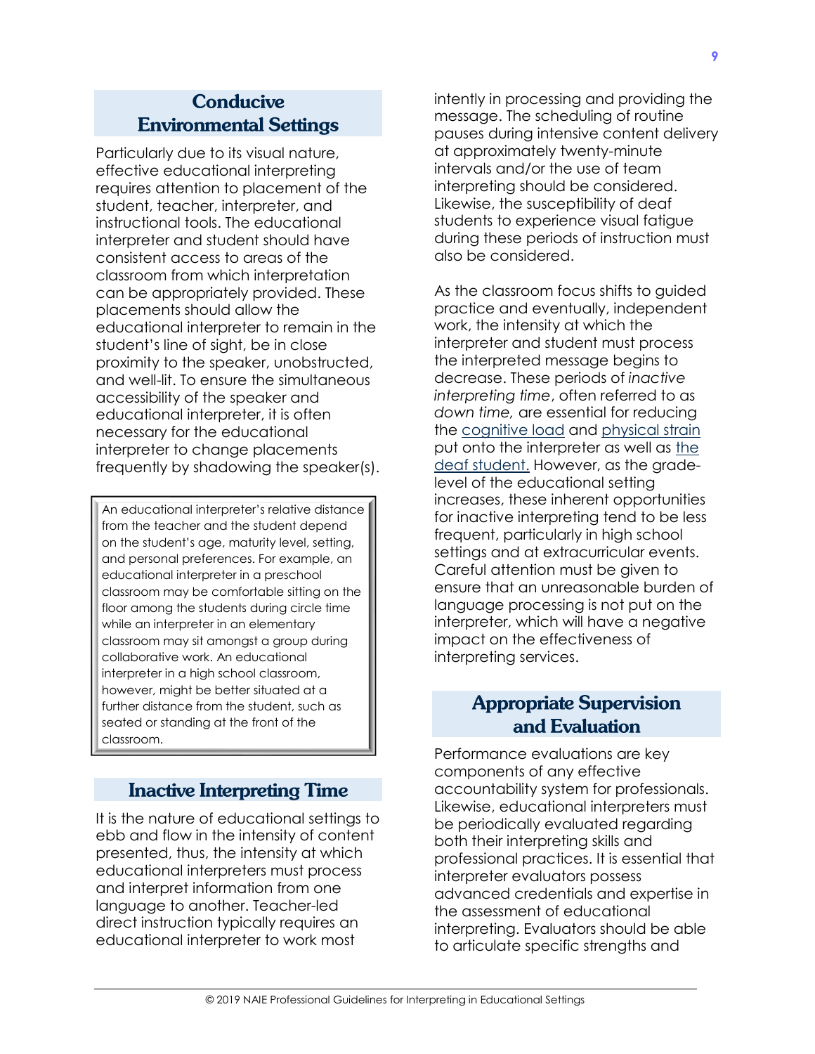## Conducive Environmental Settings

Particularly due to its visual nature, effective educational interpreting requires attention to placement of the student, teacher, interpreter, and instructional tools. The educational interpreter and student should have consistent access to areas of the classroom from which interpretation can be appropriately provided. These placements should allow the educational interpreter to remain in the student's line of sight, be in close proximity to the speaker, unobstructed, and well-lit. To ensure the simultaneous accessibility of the speaker and educational interpreter, it is often necessary for the educational interpreter to change placements frequently by shadowing the speaker(s).

> An educational interpreter's relative distance from the teacher and the student depend on the student's age, maturity level, setting, and personal preferences. For example, an educational interpreter in a preschool classroom may be comfortable sitting on the floor among the students during circle time while an interpreter in an elementary classroom may sit amongst a group during collaborative work. An educational interpreter in a high school classroom, however, might be better situated at a further distance from the student, such as seated or standing at the front of the classroom.

## Inactive Interpreting Time

It is the nature of educational settings to ebb and flow in the intensity of content presented, thus, the intensity at which educational interpreters must process and interpret information from one language to another. Teacher-led direct instruction typically requires an educational interpreter to work most intently in processing and providing the message. The scheduling of routine pauses during intensive content delivery at approximately twenty-minute intervals and/or the use of team interpreting should be considered. Likewise, the susceptibility of deaf students to experience visual fatigue during these periods of instruction must also be considered.

As the classroom focus shifts to guided practice and eventually, independent work, the intensity at which the interpreter and student must process the interpreted message begins to decrease. These periods of *inactive interpreting time*, often referred to as *down time,* are essential for reducing the cognitive load and physical strain put onto the interpreter as well as the deaf student. However, as the grade-level of the educational setting increases, these inherent opportunities for inactive interpreting tend to be less frequent, particularly in high school settings and at extracurricular events. Careful attention must be given to ensure that an unreasonable burden of language processing is not put on the interpreter, which will have a negative impact on the effectiveness of interpreting services.

## Appropriate Supervision and Evaluation

Performance evaluations are key components of any effective accountability system for professionals. Likewise, educational interpreters must be periodically evaluated regarding both their interpreting skills and professional practices. It is essential that interpreter evaluators possess advanced credentials and expertise in the assessment of educational interpreting. Evaluators should be able to articulate specific strengths and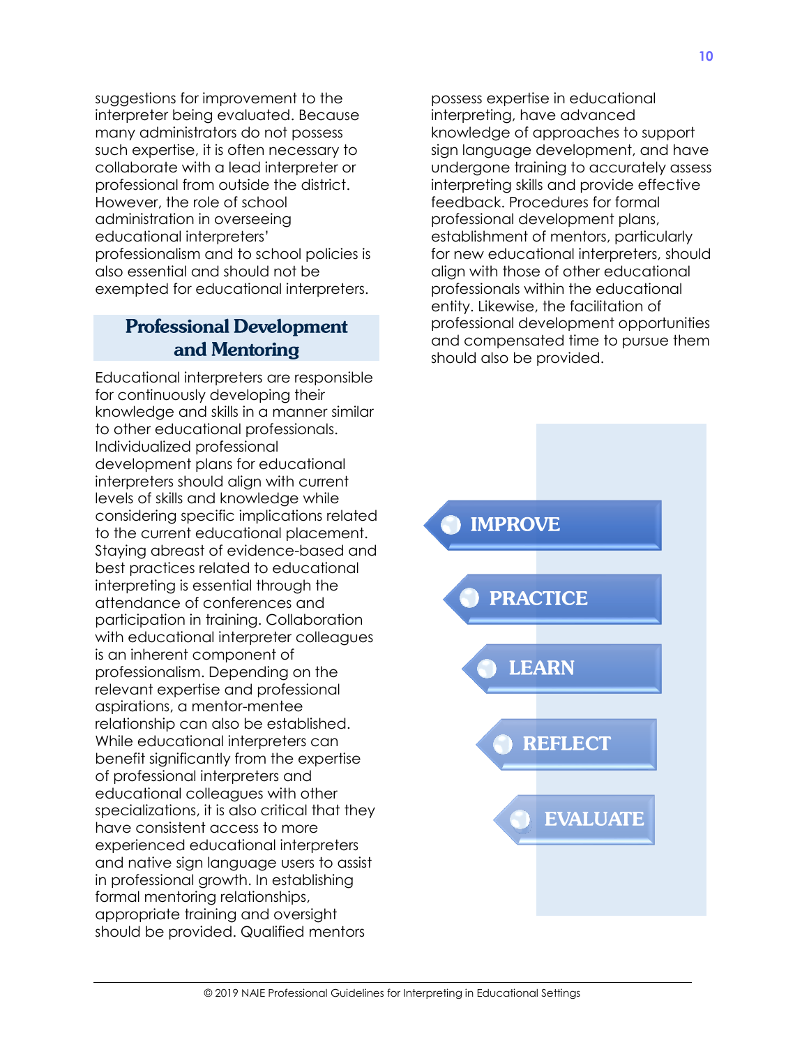suggestions for improvement to the interpreter being evaluated. Because many administrators do not possess such expertise, it is often necessary to collaborate with a lead interpreter or professional from outside the district. However, the role of school administration in overseeing educational interpreters' professionalism and to school policies is also essential and should not be exempted for educational interpreters.

## Professional Development and Mentoring

Educational interpreters are responsible for continuously developing their knowledge and skills in a manner similar to other educational professionals. Individualized professional development plans for educational interpreters should align with current levels of skills and knowledge while considering specific implications related to the current educational placement. Staying abreast of evidence-based and best practices related to educational interpreting is essential through the attendance of conferences and participation in training. Collaboration with educational interpreter colleagues is an inherent component of professionalism. Depending on the relevant expertise and professional aspirations, a mentor-mentee relationship can also be established. While educational interpreters can benefit significantly from the expertise of professional interpreters and educational colleagues with other specializations, it is also critical that they have consistent access to more experienced educational interpreters and native sign language users to assist in professional growth. In establishing formal mentoring relationships, appropriate training and oversight should be provided. Qualified mentors possess expertise in educational interpreting, have advanced knowledge of approaches to support sign language development, and have undergone training to accurately assess interpreting skills and provide effective feedback. Procedures for formal professional development plans, establishment of mentors, particularly for new educational interpreters, should align with those of other educational professionals within the educational entity. Likewise, the facilitation of professional development opportunities and compensated time to pursue them should also be provided.

- IMPROVE
- PRACTICE
- LEARN
- REFLECT
- EVALUATE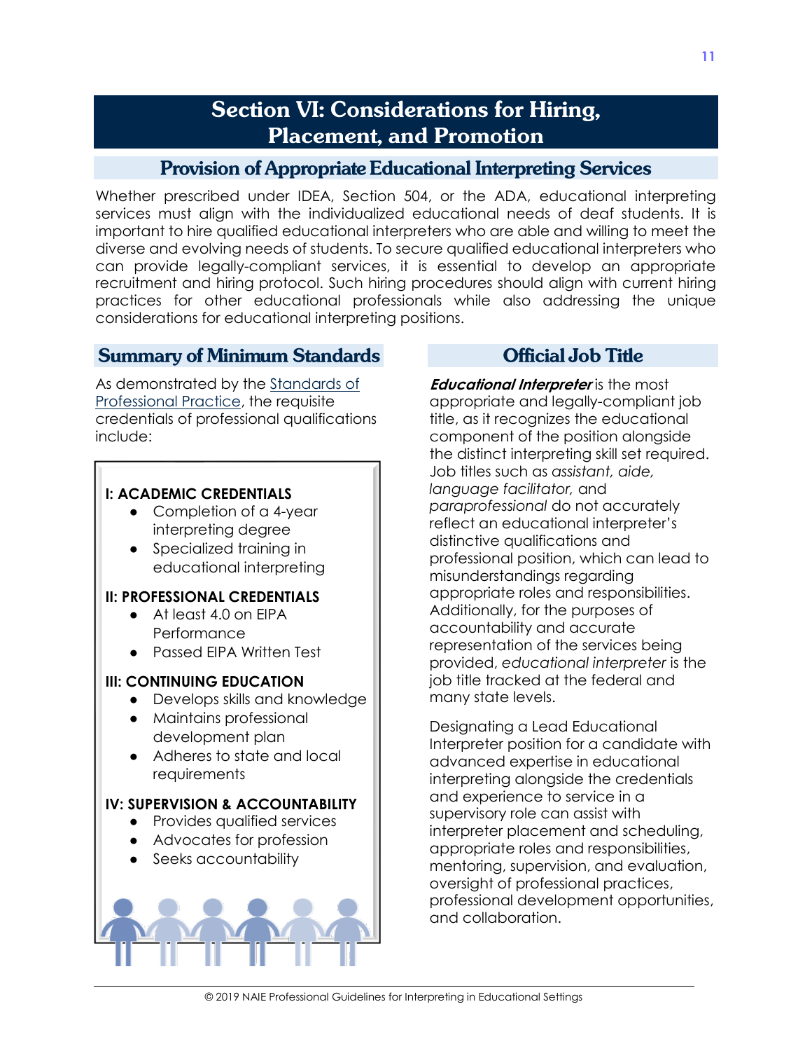# Section VI: Considerations for Hiring, Placement, and Promotion

## Provision of Appropriate Educational Interpreting Services

Whether prescribed under IDEA, Section 504, or the ADA, educational interpreting services must align with the individualized educational needs of deaf students. It is important to hire qualified educational interpreters who are able and willing to meet the diverse and evolving needs of students. To secure qualified educational interpreters who can provide legally-compliant services, it is essential to develop an appropriate recruitment and hiring protocol. Such hiring procedures should align with current hiring practices for other educational professionals while also addressing the unique considerations for educational interpreting positions.

## Summary of Minimum Standards

As demonstrated by the Standards of Professional Practice, the requisite credentials of professional qualifications include:

**I: ACADEMIC CREDENTIALS**

- Completion of a 4-year interpreting degree
- Specialized training in educational interpreting

**II: PROFESSIONAL CREDENTIALS**

- At least 4.0 on EIPA Performance
- Passed EIPA Written Test

**III: CONTINUING EDUCATION**

- Develops skills and knowledge
- Maintains professional development plan
- Adheres to state and local requirements

**IV: SUPERVISION & ACCOUNTABILITY**

- Provides qualified services
- Advocates for profession
- Seeks accountability

## Official Job Title

***Educational Interpreter*** is the most appropriate and legally-compliant job title, as it recognizes the educational component of the position alongside the distinct interpreting skill set required. Job titles such as *assistant, aide, language facilitator,* and *paraprofessional* do not accurately reflect an educational interpreter's distinctive qualifications and professional position, which can lead to misunderstandings regarding appropriate roles and responsibilities. Additionally, for the purposes of accountability and accurate representation of the services being provided, *educational interpreter* is the job title tracked at the federal and many state levels.

Designating a Lead Educational Interpreter position for a candidate with advanced expertise in educational interpreting alongside the credentials and experience to service in a supervisory role can assist with interpreter placement and scheduling, appropriate roles and responsibilities, mentoring, supervision, and evaluation, oversight of professional practices, professional development opportunities, and collaboration.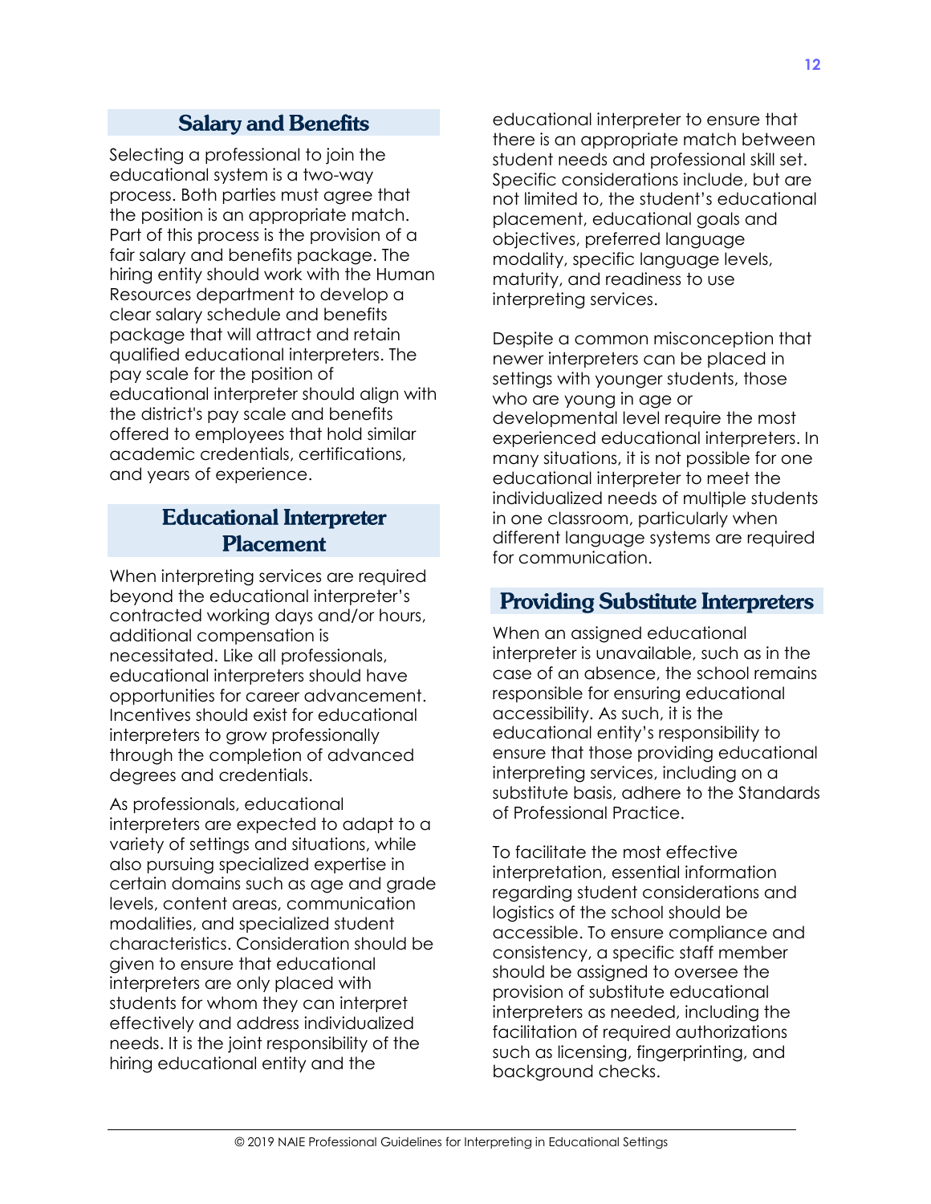## Salary and Benefits

Selecting a professional to join the educational system is a two-way process. Both parties must agree that the position is an appropriate match. Part of this process is the provision of a fair salary and benefits package. The hiring entity should work with the Human Resources department to develop a clear salary schedule and benefits package that will attract and retain qualified educational interpreters. The pay scale for the position of educational interpreter should align with the district's pay scale and benefits offered to employees that hold similar academic credentials, certifications, and years of experience.

## Educational Interpreter Placement

When interpreting services are required beyond the educational interpreter's contracted working days and/or hours, additional compensation is necessitated. Like all professionals, educational interpreters should have opportunities for career advancement. Incentives should exist for educational interpreters to grow professionally through the completion of advanced degrees and credentials.

As professionals, educational interpreters are expected to adapt to a variety of settings and situations, while also pursuing specialized expertise in certain domains such as age and grade levels, content areas, communication modalities, and specialized student characteristics. Consideration should be given to ensure that educational interpreters are only placed with students for whom they can interpret effectively and address individualized needs. It is the joint responsibility of the hiring educational entity and the educational interpreter to ensure that there is an appropriate match between student needs and professional skill set. Specific considerations include, but are not limited to, the student's educational placement, educational goals and objectives, preferred language modality, specific language levels, maturity, and readiness to use interpreting services.

Despite a common misconception that newer interpreters can be placed in settings with younger students, those who are young in age or developmental level require the most experienced educational interpreters. In many situations, it is not possible for one educational interpreter to meet the individualized needs of multiple students in one classroom, particularly when different language systems are required for communication.

## Providing Substitute Interpreters

When an assigned educational interpreter is unavailable, such as in the case of an absence, the school remains responsible for ensuring educational accessibility. As such, it is the educational entity's responsibility to ensure that those providing educational interpreting services, including on a substitute basis, adhere to the Standards of Professional Practice.

To facilitate the most effective interpretation, essential information regarding student considerations and logistics of the school should be accessible. To ensure compliance and consistency, a specific staff member should be assigned to oversee the provision of substitute educational interpreters as needed, including the facilitation of required authorizations such as licensing, fingerprinting, and background checks.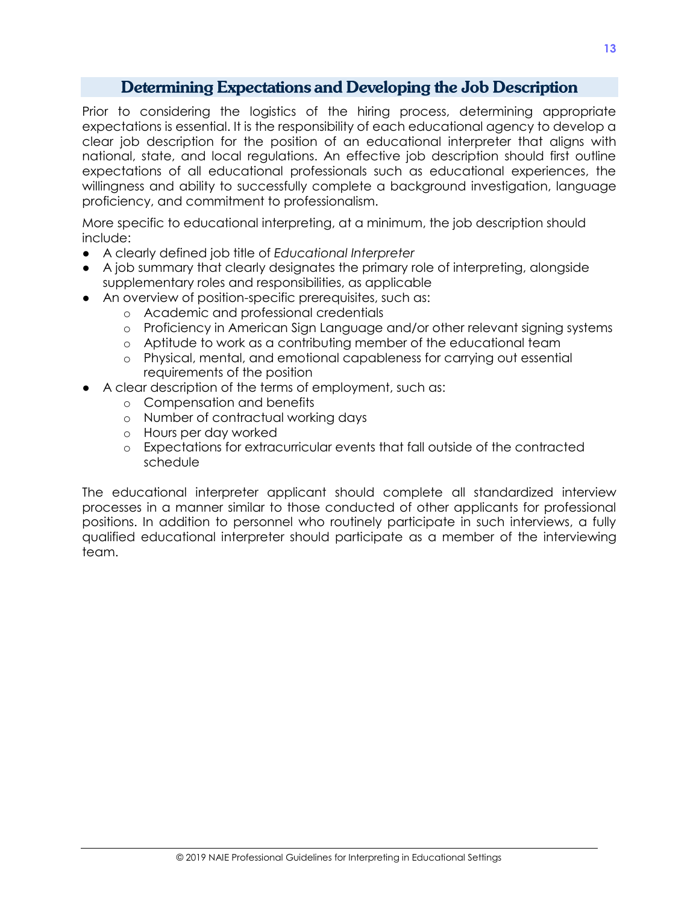## Determining Expectations and Developing the Job Description

Prior to considering the logistics of the hiring process, determining appropriate expectations is essential. It is the responsibility of each educational agency to develop a clear job description for the position of an educational interpreter that aligns with national, state, and local regulations. An effective job description should first outline expectations of all educational professionals such as educational experiences, the willingness and ability to successfully complete a background investigation, language proficiency, and commitment to professionalism.

More specific to educational interpreting, at a minimum, the job description should include:

- A clearly defined job title of *Educational Interpreter*
- A job summary that clearly designates the primary role of interpreting, alongside supplementary roles and responsibilities, as applicable
- An overview of position-specific prerequisites, such as:
  - Academic and professional credentials
  - Proficiency in American Sign Language and/or other relevant signing systems
  - Aptitude to work as a contributing member of the educational team
  - Physical, mental, and emotional capableness for carrying out essential requirements of the position
- A clear description of the terms of employment, such as:
  - Compensation and benefits
  - Number of contractual working days
  - Hours per day worked
  - Expectations for extracurricular events that fall outside of the contracted schedule

The educational interpreter applicant should complete all standardized interview processes in a manner similar to those conducted of other applicants for professional positions. In addition to personnel who routinely participate in such interviews, a fully qualified educational interpreter should participate as a member of the interviewing team.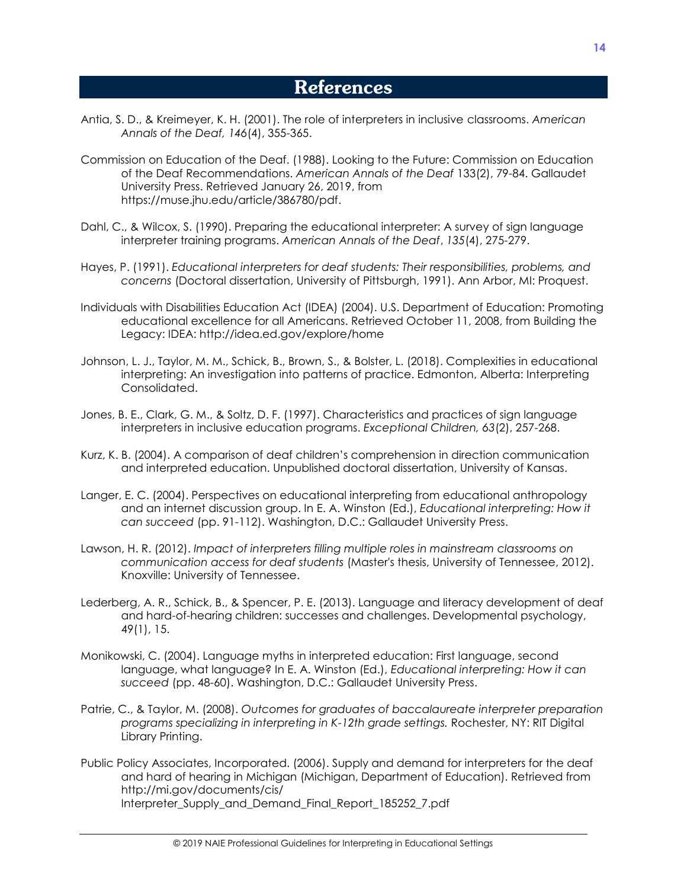# References

Antia, S. D., & Kreimeyer, K. H. (2001). The role of interpreters in inclusive classrooms. *American Annals of the Deaf, 146*(4), 355-365.

Commission on Education of the Deaf. (1988). Looking to the Future: Commission on Education of the Deaf Recommendations. *American Annals of the Deaf* 133(2), 79-84. Gallaudet University Press. Retrieved January 26, 2019, from https://muse.jhu.edu/article/386780/pdf.

Dahl, C., & Wilcox, S. (1990). Preparing the educational interpreter: A survey of sign language interpreter training programs. *American Annals of the Deaf*, *135*(4), 275-279.

Hayes, P. (1991). *Educational interpreters for deaf students: Their responsibilities, problems, and concerns* (Doctoral dissertation, University of Pittsburgh, 1991). Ann Arbor, MI: Proquest.

Individuals with Disabilities Education Act (IDEA) (2004). U.S. Department of Education: Promoting educational excellence for all Americans. Retrieved October 11, 2008, from Building the Legacy: IDEA: http://idea.ed.gov/explore/home

Johnson, L. J., Taylor, M. M., Schick, B., Brown, S., & Bolster, L. (2018). Complexities in educational interpreting: An investigation into patterns of practice. Edmonton, Alberta: Interpreting Consolidated.

Jones, B. E., Clark, G. M., & Soltz, D. F. (1997). Characteristics and practices of sign language interpreters in inclusive education programs. *Exceptional Children, 63*(2), 257-268.

Kurz, K. B. (2004). A comparison of deaf children's comprehension in direction communication and interpreted education. Unpublished doctoral dissertation, University of Kansas.

Langer, E. C. (2004). Perspectives on educational interpreting from educational anthropology and an internet discussion group. In E. A. Winston (Ed.), *Educational interpreting: How it can succeed* (pp. 91-112). Washington, D.C.: Gallaudet University Press.

Lawson, H. R. (2012). *Impact of interpreters filling multiple roles in mainstream classrooms on communication access for deaf students* (Master's thesis, University of Tennessee, 2012). Knoxville: University of Tennessee.

Lederberg, A. R., Schick, B., & Spencer, P. E. (2013). Language and literacy development of deaf and hard-of-hearing children: successes and challenges. Developmental psychology, 49(1), 15.

Monikowski, C. (2004). Language myths in interpreted education: First language, second language, what language? In E. A. Winston (Ed.), *Educational interpreting: How it can succeed* (pp. 48-60). Washington, D.C.: Gallaudet University Press.

Patrie, C., & Taylor, M. (2008). *Outcomes for graduates of baccalaureate interpreter preparation programs specializing in interpreting in K-12th grade settings.* Rochester, NY: RIT Digital Library Printing.

Public Policy Associates, Incorporated. (2006). Supply and demand for interpreters for the deaf and hard of hearing in Michigan (Michigan, Department of Education). Retrieved from http://mi.gov/documents/cis/Interpreter_Supply_and_Demand_Final_Report_185252_7.pdf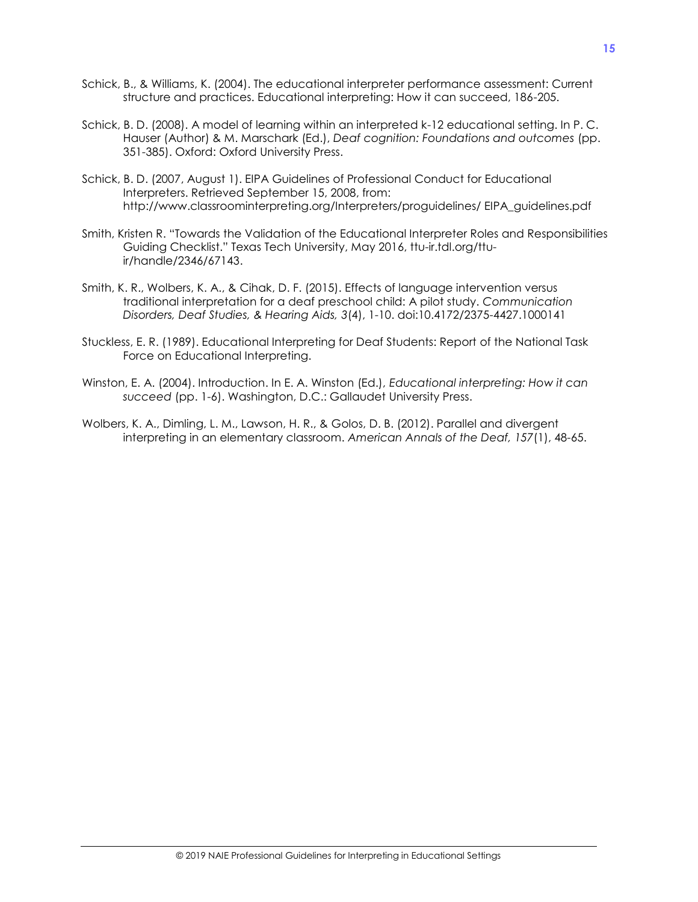Schick, B., & Williams, K. (2004). The educational interpreter performance assessment: Current structure and practices. Educational interpreting: How it can succeed, 186-205.

Schick, B. D. (2008). A model of learning within an interpreted k-12 educational setting. In P. C. Hauser (Author) & M. Marschark (Ed.), *Deaf cognition: Foundations and outcomes* (pp. 351-385). Oxford: Oxford University Press.

Schick, B. D. (2007, August 1). EIPA Guidelines of Professional Conduct for Educational Interpreters. Retrieved September 15, 2008, from: http://www.classroominterpreting.org/Interpreters/proguidelines/ EIPA_guidelines.pdf

Smith, Kristen R. "Towards the Validation of the Educational Interpreter Roles and Responsibilities Guiding Checklist." Texas Tech University, May 2016, ttu-ir.tdl.org/ttu-ir/handle/2346/67143.

Smith, K. R., Wolbers, K. A., & Cihak, D. F. (2015). Effects of language intervention versus traditional interpretation for a deaf preschool child: A pilot study. *Communication Disorders, Deaf Studies, & Hearing Aids, 3*(4), 1-10. doi:10.4172/2375-4427.1000141

Stuckless, E. R. (1989). Educational Interpreting for Deaf Students: Report of the National Task Force on Educational Interpreting.

Winston, E. A. (2004). Introduction. In E. A. Winston (Ed.), *Educational interpreting: How it can succeed* (pp. 1-6). Washington, D.C.: Gallaudet University Press.

Wolbers, K. A., Dimling, L. M., Lawson, H. R., & Golos, D. B. (2012). Parallel and divergent interpreting in an elementary classroom. *American Annals of the Deaf, 157*(1), 48-65.